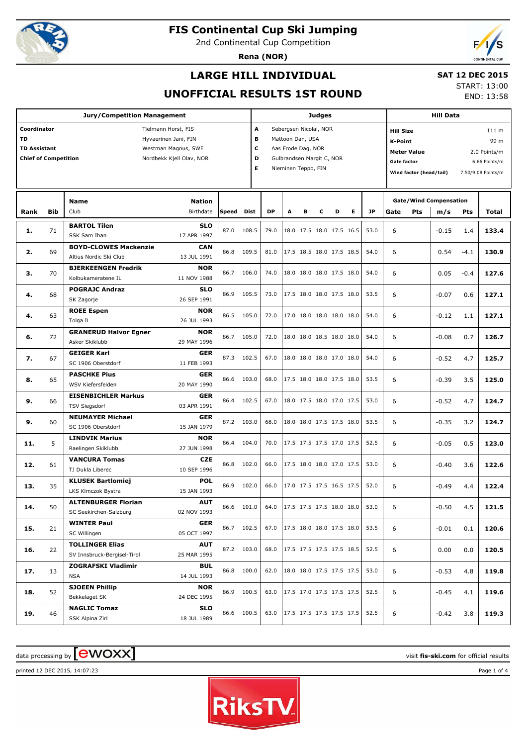# FIS Continental Cup Ski Jumping

2nd Continental Cup Competition

**Rena (NOR)**

## LARGE HILL INDIVIDUAL

## UNOFFICIAL RESULTS 1ST ROUND

**SAT 12 DEC 2015**

START: 13:00

END: 13:58

| Jury/Competition Management | |
|---|---|
| Coordinator | Tielmann Horst, FIS |
| TD | Hyvaerinen Jani, FIN |
| TD Assistant | Westman Magnus, SWE |
| Chief of Competition | Nordbekk Kjell Olav, NOR |

| Judges | |
|---|---|
| A | Sebergsen Nicolai, NOR |
| B | Mattoon Dan, USA |
| C | Aas Frode Dag, NOR |
| D | Gulbrandsen Margit C, NOR |
| E | Nieminen Teppo, FIN |

| Hill Data | |
|---|---|
| Hill Size | 111 m |
| K-Point | 99 m |
| Meter Value | 2.0 Points/m |
| Gate factor | 6.66 Points/m |
| Wind factor (head/tail) | 7.50/9.08 Points/m |

| Rank | Bib | Name / Club | Nation / Birthdate | Speed | Dist | DP | A | B | C | D | E | JP | Gate | Pts | m/s | Pts | Total |
|---|---|---|---|---|---|---|---|---|---|---|---|---|---|---|---|---|---|
| 1. | 71 | **BARTOL Tilen** SSK Sam Ihan | **SLO** 17 APR 1997 | 87.0 | 108.5 | 79.0 | 18.0 | 17.5 | 18.0 | 17.5 | 16.5 | 53.0 | 6 | | -0.15 | 1.4 | **133.4** |
| 2. | 69 | **BOYD-CLOWES Mackenzie** Altius Nordic Ski Club | **CAN** 13 JUL 1991 | 86.8 | 109.5 | 81.0 | 17.5 | 18.5 | 18.0 | 17.5 | 18.5 | 54.0 | 6 | | 0.54 | -4.1 | **130.9** |
| 3. | 70 | **BJERKEENGEN Fredrik** Kolbukameratene IL | **NOR** 11 NOV 1988 | 86.7 | 106.0 | 74.0 | 18.0 | 18.0 | 18.0 | 17.5 | 18.0 | 54.0 | 6 | | 0.05 | -0.4 | **127.6** |
| 4. | 68 | **POGRAJC Andraz** SK Zagorje | **SLO** 26 SEP 1991 | 86.9 | 105.5 | 73.0 | 17.5 | 18.0 | 18.0 | 17.5 | 18.0 | 53.5 | 6 | | -0.07 | 0.6 | **127.1** |
| 4. | 63 | **ROEE Espen** Tolga IL | **NOR** 26 JUL 1993 | 86.5 | 105.0 | 72.0 | 17.0 | 18.0 | 18.0 | 18.0 | 18.0 | 54.0 | 6 | | -0.12 | 1.1 | **127.1** |
| 6. | 72 | **GRANERUD Halvor Egner** Asker Skiklubb | **NOR** 29 MAY 1996 | 86.7 | 105.0 | 72.0 | 18.0 | 18.0 | 18.5 | 18.0 | 18.0 | 54.0 | 6 | | -0.08 | 0.7 | **126.7** |
| 7. | 67 | **GEIGER Karl** SC 1906 Oberstdorf | **GER** 11 FEB 1993 | 87.3 | 102.5 | 67.0 | 18.0 | 18.0 | 18.0 | 17.0 | 18.0 | 54.0 | 6 | | -0.52 | 4.7 | **125.7** |
| 8. | 65 | **PASCHKE Pius** WSV Kiefersfelden | **GER** 20 MAY 1990 | 86.6 | 103.0 | 68.0 | 17.5 | 18.0 | 18.0 | 17.5 | 18.0 | 53.5 | 6 | | -0.39 | 3.5 | **125.0** |
| 9. | 66 | **EISENBICHLER Markus** TSV Siegsdorf | **GER** 03 APR 1991 | 86.4 | 102.5 | 67.0 | 18.0 | 17.5 | 18.0 | 17.0 | 17.5 | 53.0 | 6 | | -0.52 | 4.7 | **124.7** |
| 9. | 60 | **NEUMAYER Michael** SC 1906 Oberstdorf | **GER** 15 JAN 1979 | 87.2 | 103.0 | 68.0 | 18.0 | 18.0 | 17.5 | 17.5 | 18.0 | 53.5 | 6 | | -0.35 | 3.2 | **124.7** |
| 11. | 5 | **LINDVIK Marius** Raelingen Skiklubb | **NOR** 27 JUN 1998 | 86.4 | 104.0 | 70.0 | 17.5 | 17.5 | 17.5 | 17.0 | 17.5 | 52.5 | 6 | | -0.05 | 0.5 | **123.0** |
| 12. | 61 | **VANCURA Tomas** TJ Dukla Liberec | **CZE** 10 SEP 1996 | 86.8 | 102.0 | 66.0 | 17.5 | 18.0 | 18.0 | 17.0 | 17.5 | 53.0 | 6 | | -0.40 | 3.6 | **122.6** |
| 13. | 35 | **KLUSEK Bartlomiej** LKS Klmczok Bystra | **POL** 15 JAN 1993 | 86.9 | 102.0 | 66.0 | 17.0 | 17.5 | 17.5 | 16.5 | 17.5 | 52.0 | 6 | | -0.49 | 4.4 | **122.4** |
| 14. | 50 | **ALTENBURGER Florian** SC Seekirchen-Salzburg | **AUT** 02 NOV 1993 | 86.6 | 101.0 | 64.0 | 17.5 | 17.5 | 17.5 | 18.0 | 18.0 | 53.0 | 6 | | -0.50 | 4.5 | **121.5** |
| 15. | 21 | **WINTER Paul** SC Willingen | **GER** 05 OCT 1997 | 86.7 | 102.5 | 67.0 | 17.5 | 18.0 | 18.0 | 17.5 | 18.0 | 53.5 | 6 | | -0.01 | 0.1 | **120.6** |
| 16. | 22 | **TOLLINGER Elias** SV Innsbruck-Bergisel-Tirol | **AUT** 25 MAR 1995 | 87.2 | 103.0 | 68.0 | 17.5 | 17.5 | 17.5 | 17.5 | 18.5 | 52.5 | 6 | | 0.00 | 0.0 | **120.5** |
| 17. | 13 | **ZOGRAFSKI Vladimir** NSA | **BUL** 14 JUL 1993 | 86.8 | 100.0 | 62.0 | 18.0 | 18.0 | 17.5 | 17.5 | 17.5 | 53.0 | 6 | | -0.53 | 4.8 | **119.8** |
| 18. | 52 | **SJOEEN Phillip** Bekkelaget SK | **NOR** 24 DEC 1995 | 86.9 | 100.5 | 63.0 | 17.5 | 17.0 | 17.5 | 17.5 | 17.5 | 52.5 | 6 | | -0.45 | 4.1 | **119.6** |
| 19. | 46 | **NAGLIC Tomaz** SSK Alpina Ziri | **SLO** 18 JUL 1989 | 86.6 | 100.5 | 63.0 | 17.5 | 17.5 | 17.5 | 17.5 | 17.5 | 52.5 | 6 | | -0.42 | 3.8 | **119.3** |

data processing by ewoxx — visit **fis-ski.com** for official results

printed 12 DEC 2015, 14:07:23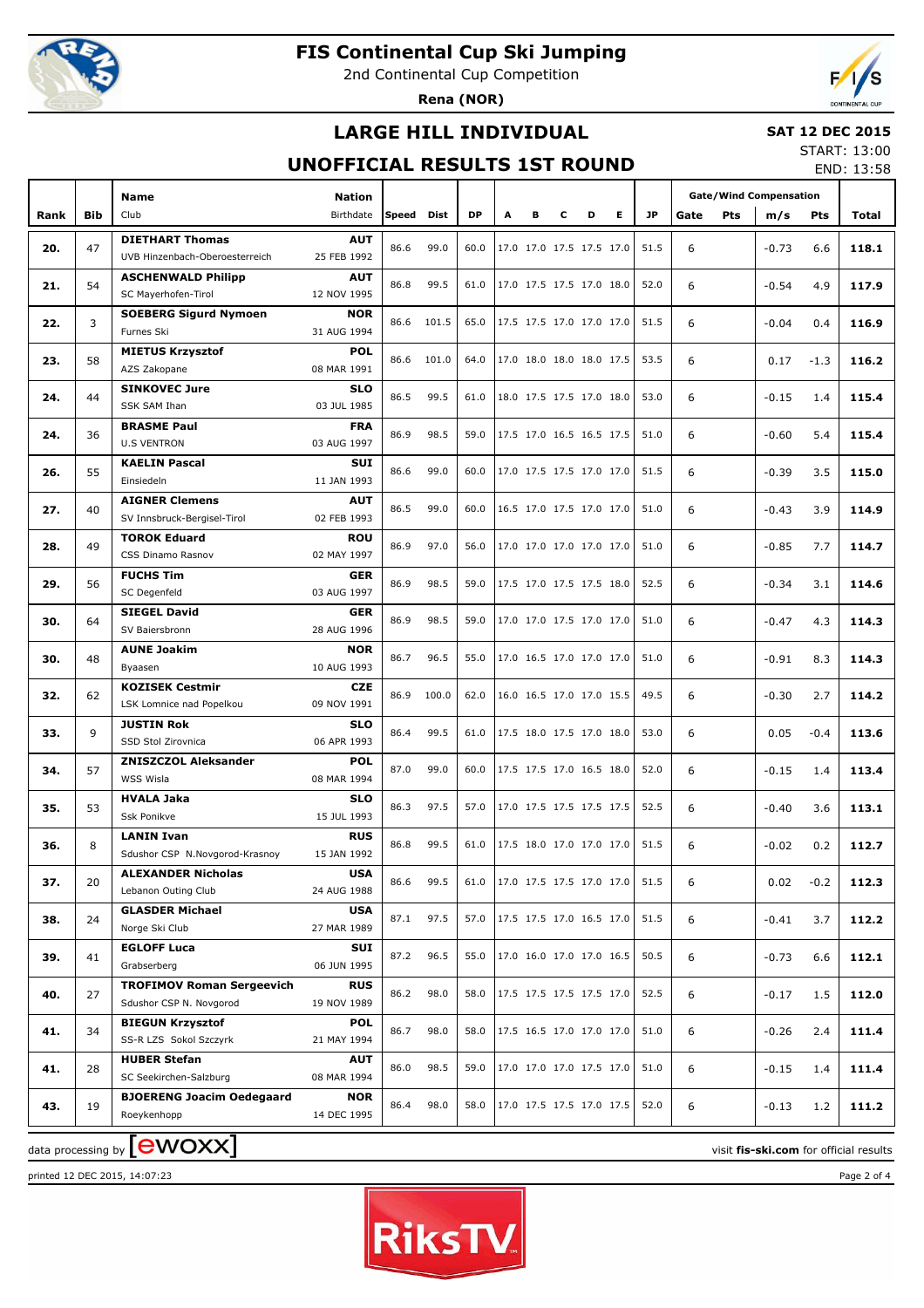# FIS Continental Cup Ski Jumping

2nd Continental Cup Competition

**Rena (NOR)**

## LARGE HILL INDIVIDUAL

**SAT 12 DEC 2015**

START: 13:00

END: 13:58

## UNOFFICIAL RESULTS 1ST ROUND

| Rank | Bib | Name / Club | Nation / Birthdate | Speed | Dist | DP | A | B | C | D | E | JP | Gate | Pts | m/s | Pts | Total |
|---|---|---|---|---|---|---|---|---|---|---|---|---|---|---|---|---|---|
| 20. | 47 | **DIETHART Thomas** UVB Hinzenbach-Oberoesterreich | **AUT** 25 FEB 1992 | 86.6 | 99.0 | 60.0 | 17.0 | 17.0 | 17.5 | 17.5 | 17.0 | 51.5 | 6 | | -0.73 | 6.6 | **118.1** |
| 21. | 54 | **ASCHENWALD Philipp** SC Mayerhofen-Tirol | **AUT** 12 NOV 1995 | 86.8 | 99.5 | 61.0 | 17.0 | 17.5 | 17.5 | 17.0 | 18.0 | 52.0 | 6 | | -0.54 | 4.9 | **117.9** |
| 22. | 3 | **SOEBERG Sigurd Nymoen** Furnes Ski | **NOR** 31 AUG 1994 | 86.6 | 101.5 | 65.0 | 17.5 | 17.5 | 17.0 | 17.0 | 17.0 | 51.5 | 6 | | -0.04 | 0.4 | **116.9** |
| 23. | 58 | **MIETUS Krzysztof** AZS Zakopane | **POL** 08 MAR 1991 | 86.6 | 101.0 | 64.0 | 17.0 | 18.0 | 18.0 | 18.0 | 17.5 | 53.5 | 6 | | 0.17 | -1.3 | **116.2** |
| 24. | 44 | **SINKOVEC Jure** SSK SAM Ihan | **SLO** 03 JUL 1985 | 86.5 | 99.5 | 61.0 | 18.0 | 17.5 | 17.5 | 17.0 | 18.0 | 53.0 | 6 | | -0.15 | 1.4 | **115.4** |
| 24. | 36 | **BRASME Paul** U.S VENTRON | **FRA** 03 AUG 1997 | 86.9 | 98.5 | 59.0 | 17.5 | 17.0 | 16.5 | 16.5 | 17.5 | 51.0 | 6 | | -0.60 | 5.4 | **115.4** |
| 26. | 55 | **KAELIN Pascal** Einsiedeln | **SUI** 11 JAN 1993 | 86.6 | 99.0 | 60.0 | 17.0 | 17.5 | 17.5 | 17.0 | 17.0 | 51.5 | 6 | | -0.39 | 3.5 | **115.0** |
| 27. | 40 | **AIGNER Clemens** SV Innsbruck-Bergisel-Tirol | **AUT** 02 FEB 1993 | 86.5 | 99.0 | 60.0 | 16.5 | 17.0 | 17.5 | 17.0 | 17.0 | 51.0 | 6 | | -0.43 | 3.9 | **114.9** |
| 28. | 49 | **TOROK Eduard** CSS Dinamo Rasnov | **ROU** 02 MAY 1997 | 86.9 | 97.0 | 56.0 | 17.0 | 17.0 | 17.0 | 17.0 | 17.0 | 51.0 | 6 | | -0.85 | 7.7 | **114.7** |
| 29. | 56 | **FUCHS Tim** SC Degenfeld | **GER** 03 AUG 1997 | 86.9 | 98.5 | 59.0 | 17.5 | 17.0 | 17.5 | 17.5 | 18.0 | 52.5 | 6 | | -0.34 | 3.1 | **114.6** |
| 30. | 64 | **SIEGEL David** SV Baiersbronn | **GER** 28 AUG 1996 | 86.9 | 98.5 | 59.0 | 17.0 | 17.0 | 17.5 | 17.0 | 17.0 | 51.0 | 6 | | -0.47 | 4.3 | **114.3** |
| 30. | 48 | **AUNE Joakim** Byaasen | **NOR** 10 AUG 1993 | 86.7 | 96.5 | 55.0 | 17.0 | 16.5 | 17.0 | 17.0 | 17.0 | 51.0 | 6 | | -0.91 | 8.3 | **114.3** |
| 32. | 62 | **KOZISEK Cestmir** LSK Lomnice nad Popelkou | **CZE** 09 NOV 1991 | 86.9 | 100.0 | 62.0 | 16.0 | 16.5 | 17.0 | 17.0 | 15.5 | 49.5 | 6 | | -0.30 | 2.7 | **114.2** |
| 33. | 9 | **JUSTIN Rok** SSD Stol Zirovnica | **SLO** 06 APR 1993 | 86.4 | 99.5 | 61.0 | 17.5 | 18.0 | 17.5 | 17.0 | 18.0 | 53.0 | 6 | | 0.05 | -0.4 | **113.6** |
| 34. | 57 | **ZNISZCZOL Aleksander** WSS Wisla | **POL** 08 MAR 1994 | 87.0 | 99.0 | 60.0 | 17.5 | 17.5 | 17.0 | 16.5 | 18.0 | 52.0 | 6 | | -0.15 | 1.4 | **113.4** |
| 35. | 53 | **HVALA Jaka** Ssk Ponikve | **SLO** 15 JUL 1993 | 86.3 | 97.5 | 57.0 | 17.0 | 17.5 | 17.5 | 17.5 | 17.5 | 52.5 | 6 | | -0.40 | 3.6 | **113.1** |
| 36. | 8 | **LANIN Ivan** Sdushor CSP N.Novgorod-Krasnoy | **RUS** 15 JAN 1992 | 86.8 | 99.5 | 61.0 | 17.5 | 18.0 | 17.0 | 17.0 | 17.0 | 51.5 | 6 | | -0.02 | 0.2 | **112.7** |
| 37. | 20 | **ALEXANDER Nicholas** Lebanon Outing Club | **USA** 24 AUG 1988 | 86.6 | 99.5 | 61.0 | 17.0 | 17.5 | 17.5 | 17.0 | 17.0 | 51.5 | 6 | | 0.02 | -0.2 | **112.3** |
| 38. | 24 | **GLASDER Michael** Norge Ski Club | **USA** 27 MAR 1989 | 87.1 | 97.5 | 57.0 | 17.5 | 17.5 | 17.0 | 16.5 | 17.0 | 51.5 | 6 | | -0.41 | 3.7 | **112.2** |
| 39. | 41 | **EGLOFF Luca** Grabserberg | **SUI** 06 JUN 1995 | 87.2 | 96.5 | 55.0 | 17.0 | 16.0 | 17.0 | 17.0 | 16.5 | 50.5 | 6 | | -0.73 | 6.6 | **112.1** |
| 40. | 27 | **TROFIMOV Roman Sergeevich** Sdushor CSP N. Novgorod | **RUS** 19 NOV 1989 | 86.2 | 98.0 | 58.0 | 17.5 | 17.5 | 17.5 | 17.5 | 17.0 | 52.5 | 6 | | -0.17 | 1.5 | **112.0** |
| 41. | 34 | **BIEGUN Krzysztof** SS-R LZS Sokol Szczyrk | **POL** 21 MAY 1994 | 86.7 | 98.0 | 58.0 | 17.5 | 16.5 | 17.0 | 17.0 | 17.0 | 51.0 | 6 | | -0.26 | 2.4 | **111.4** |
| 41. | 28 | **HUBER Stefan** SC Seekirchen-Salzburg | **AUT** 08 MAR 1994 | 86.0 | 98.5 | 59.0 | 17.0 | 17.0 | 17.0 | 17.5 | 17.0 | 51.0 | 6 | | -0.15 | 1.4 | **111.4** |
| 43. | 19 | **BJOERENG Joacim Oedegaard** Roeykenhopp | **NOR** 14 DEC 1995 | 86.4 | 98.0 | 58.0 | 17.0 | 17.5 | 17.5 | 17.0 | 17.5 | 52.0 | 6 | | -0.13 | 1.2 | **111.2** |

data processing by ewoxx

visit **fis-ski.com** for official results

printed 12 DEC 2015, 14:07:23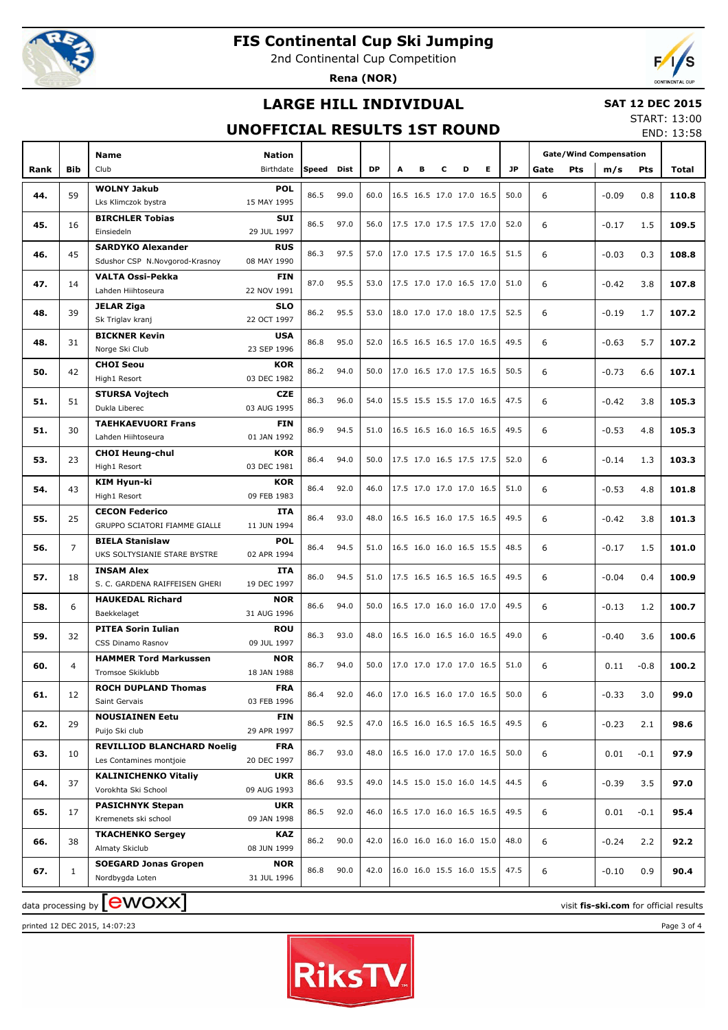# FIS Continental Cup Ski Jumping

2nd Continental Cup Competition

**Rena (NOR)**

## LARGE HILL INDIVIDUAL

## UNOFFICIAL RESULTS 1ST ROUND

**SAT 12 DEC 2015**

START: 13:00

END: 13:58

| Rank | Bib | Name / Club | Nation / Birthdate | Speed | Dist | DP | A | B | C | D | E | JP | Gate | Gate Pts | Wind m/s | Wind Pts | Total |
|---|---|---|---|---|---|---|---|---|---|---|---|---|---|---|---|---|---|
| 44. | 59 | **WOLNY Jakub** Lks Klimczok bystra | **POL** 15 MAY 1995 | 86.5 | 99.0 | 60.0 | 16.5 | 16.5 | 17.0 | 17.0 | 16.5 | 50.0 | 6 | | -0.09 | 0.8 | **110.8** |
| 45. | 16 | **BIRCHLER Tobias** Einsiedeln | **SUI** 29 JUL 1997 | 86.5 | 97.0 | 56.0 | 17.5 | 17.0 | 17.5 | 17.5 | 17.0 | 52.0 | 6 | | -0.17 | 1.5 | **109.5** |
| 46. | 45 | **SARDYKO Alexander** Sdushor CSP N.Novgorod-Krasnoy | **RUS** 08 MAY 1990 | 86.3 | 97.5 | 57.0 | 17.0 | 17.5 | 17.5 | 17.0 | 16.5 | 51.5 | 6 | | -0.03 | 0.3 | **108.8** |
| 47. | 14 | **VALTA Ossi-Pekka** Lahden Hiihtoseura | **FIN** 22 NOV 1991 | 87.0 | 95.5 | 53.0 | 17.5 | 17.0 | 17.0 | 16.5 | 17.0 | 51.0 | 6 | | -0.42 | 3.8 | **107.8** |
| 48. | 39 | **JELAR Ziga** Sk Triglav kranj | **SLO** 22 OCT 1997 | 86.2 | 95.5 | 53.0 | 18.0 | 17.0 | 17.0 | 18.0 | 17.5 | 52.5 | 6 | | -0.19 | 1.7 | **107.2** |
| 48. | 31 | **BICKNER Kevin** Norge Ski Club | **USA** 23 SEP 1996 | 86.8 | 95.0 | 52.0 | 16.5 | 16.5 | 16.5 | 17.0 | 16.5 | 49.5 | 6 | | -0.63 | 5.7 | **107.2** |
| 50. | 42 | **CHOI Seou** High1 Resort | **KOR** 03 DEC 1982 | 86.2 | 94.0 | 50.0 | 17.0 | 16.5 | 17.0 | 17.5 | 16.5 | 50.5 | 6 | | -0.73 | 6.6 | **107.1** |
| 51. | 51 | **STURSA Vojtech** Dukla Liberec | **CZE** 03 AUG 1995 | 86.3 | 96.0 | 54.0 | 15.5 | 15.5 | 15.5 | 17.0 | 16.5 | 47.5 | 6 | | -0.42 | 3.8 | **105.3** |
| 51. | 30 | **TAEHKAEVUORI Frans** Lahden Hiihtoseura | **FIN** 01 JAN 1992 | 86.9 | 94.5 | 51.0 | 16.5 | 16.5 | 16.0 | 16.5 | 16.5 | 49.5 | 6 | | -0.53 | 4.8 | **105.3** |
| 53. | 23 | **CHOI Heung-chul** High1 Resort | **KOR** 03 DEC 1981 | 86.4 | 94.0 | 50.0 | 17.5 | 17.0 | 16.5 | 17.5 | 17.5 | 52.0 | 6 | | -0.14 | 1.3 | **103.3** |
| 54. | 43 | **KIM Hyun-ki** High1 Resort | **KOR** 09 FEB 1983 | 86.4 | 92.0 | 46.0 | 17.5 | 17.0 | 17.0 | 17.0 | 16.5 | 51.0 | 6 | | -0.53 | 4.8 | **101.8** |
| 55. | 25 | **CECON Federico** GRUPPO SCIATORI FIAMME GIALLE | **ITA** 11 JUN 1994 | 86.4 | 93.0 | 48.0 | 16.5 | 16.5 | 16.0 | 17.5 | 16.5 | 49.5 | 6 | | -0.42 | 3.8 | **101.3** |
| 56. | 7 | **BIELA Stanislaw** UKS SOLTYSIANIE STARE BYSTRE | **POL** 02 APR 1994 | 86.4 | 94.5 | 51.0 | 16.5 | 16.0 | 16.0 | 16.5 | 15.5 | 48.5 | 6 | | -0.17 | 1.5 | **101.0** |
| 57. | 18 | **INSAM Alex** S. C. GARDENA RAIFFEISEN GHERDEINA | **ITA** 19 DEC 1997 | 86.0 | 94.5 | 51.0 | 17.5 | 16.5 | 16.5 | 16.5 | 16.5 | 49.5 | 6 | | -0.04 | 0.4 | **100.9** |
| 58. | 6 | **HAUKEDAL Richard** Baekkelaget | **NOR** 31 AUG 1996 | 86.6 | 94.0 | 50.0 | 16.5 | 17.0 | 16.0 | 16.0 | 17.0 | 49.5 | 6 | | -0.13 | 1.2 | **100.7** |
| 59. | 32 | **PITEA Sorin Iulian** CSS Dinamo Rasnov | **ROU** 09 JUL 1997 | 86.3 | 93.0 | 48.0 | 16.5 | 16.0 | 16.5 | 16.0 | 16.5 | 49.0 | 6 | | -0.40 | 3.6 | **100.6** |
| 60. | 4 | **HAMMER Tord Markussen** Tromsoe Skiklubb | **NOR** 18 JAN 1988 | 86.7 | 94.0 | 50.0 | 17.0 | 17.0 | 17.0 | 17.0 | 16.5 | 51.0 | 6 | | 0.11 | -0.8 | **100.2** |
| 61. | 12 | **ROCH DUPLAND Thomas** Saint Gervais | **FRA** 03 FEB 1996 | 86.4 | 92.0 | 46.0 | 17.0 | 16.5 | 16.0 | 17.0 | 16.5 | 50.0 | 6 | | -0.33 | 3.0 | **99.0** |
| 62. | 29 | **NOUSIAINEN Eetu** Puijo Ski club | **FIN** 29 APR 1997 | 86.5 | 92.5 | 47.0 | 16.5 | 16.0 | 16.5 | 16.5 | 16.5 | 49.5 | 6 | | -0.23 | 2.1 | **98.6** |
| 63. | 10 | **REVILLIOD BLANCHARD Noelig** Les Contamines montjoie | **FRA** 20 DEC 1997 | 86.7 | 93.0 | 48.0 | 16.5 | 16.0 | 17.0 | 17.0 | 16.5 | 50.0 | 6 | | 0.01 | -0.1 | **97.9** |
| 64. | 37 | **KALINICHENKO Vitaliy** Vorokhta Ski School | **UKR** 09 AUG 1993 | 86.6 | 93.5 | 49.0 | 14.5 | 15.0 | 15.0 | 16.0 | 14.5 | 44.5 | 6 | | -0.39 | 3.5 | **97.0** |
| 65. | 17 | **PASICHNYK Stepan** Kremenets ski school | **UKR** 09 JAN 1998 | 86.5 | 92.0 | 46.0 | 16.5 | 17.0 | 16.0 | 16.5 | 16.5 | 49.5 | 6 | | 0.01 | -0.1 | **95.4** |
| 66. | 38 | **TKACHENKO Sergey** Almaty Skiclub | **KAZ** 08 JUN 1999 | 86.2 | 90.0 | 42.0 | 16.0 | 16.0 | 16.0 | 16.0 | 15.0 | 48.0 | 6 | | -0.24 | 2.2 | **92.2** |
| 67. | 1 | **SOEGARD Jonas Gropen** Nordbygda Loten | **NOR** 31 JUL 1996 | 86.8 | 90.0 | 42.0 | 16.0 | 16.0 | 15.5 | 16.0 | 15.5 | 47.5 | 6 | | -0.10 | 0.9 | **90.4** |

data processing by ewoxx

visit **fis-ski.com** for official results

printed 12 DEC 2015, 14:07:23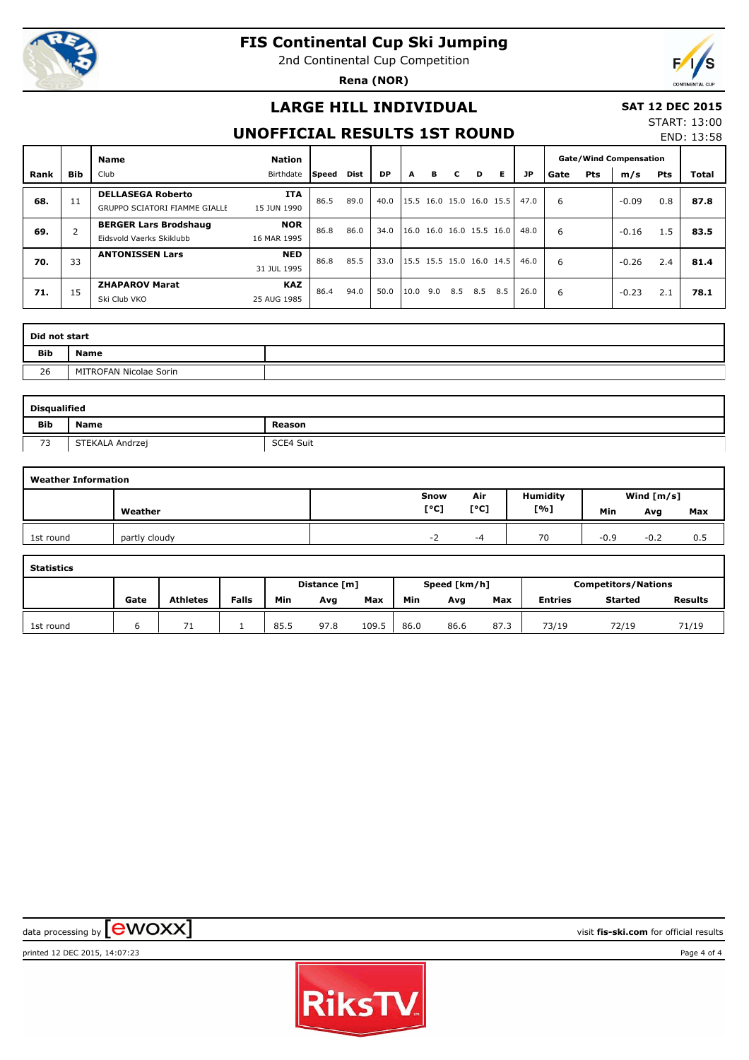# FIS Continental Cup Ski Jumping

2nd Continental Cup Competition

**Rena (NOR)**

## LARGE HILL INDIVIDUAL

**SAT 12 DEC 2015**

START: 13:00

END: 13:58

## UNOFFICIAL RESULTS 1ST ROUND

| Rank | Bib | Name / Club | Nation / Birthdate | Speed | Dist | DP | A | B | C | D | E | JP | Gate | Pts | m/s | Pts | Total |
|---|---|---|---|---|---|---|---|---|---|---|---|---|---|---|---|---|---|
| **68.** | 11 | **DELLASEGA Roberto** GRUPPO SCIATORI FIAMME GIALLE | **ITA** 15 JUN 1990 | 86.5 | 89.0 | 40.0 | 15.5 | 16.0 | 15.0 | 16.0 | 15.5 | 47.0 | 6 | | -0.09 | 0.8 | **87.8** |
| **69.** | 2 | **BERGER Lars Brodshaug** Eidsvold Vaerks Skiklubb | **NOR** 16 MAR 1995 | 86.8 | 86.0 | 34.0 | 16.0 | 16.0 | 16.0 | 15.5 | 16.0 | 48.0 | 6 | | -0.16 | 1.5 | **83.5** |
| **70.** | 33 | **ANTONISSEN Lars** | **NED** 31 JUL 1995 | 86.8 | 85.5 | 33.0 | 15.5 | 15.5 | 15.0 | 16.0 | 14.5 | 46.0 | 6 | | -0.26 | 2.4 | **81.4** |
| **71.** | 15 | **ZHAPAROV Marat** Ski Club VKO | **KAZ** 25 AUG 1985 | 86.4 | 94.0 | 50.0 | 10.0 | 9.0 | 8.5 | 8.5 | 8.5 | 26.0 | 6 | | -0.23 | 2.1 | **78.1** |

**Did not start**

| Bib | Name |
|---|---|
| 26 | MITROFAN Nicolae Sorin |

**Disqualified**

| Bib | Name | Reason |
|---|---|---|
| 73 | STEKALA Andrzej | SCE4 Suit |

**Weather Information**

| | Weather | Snow [°C] | Air [°C] | Humidity [%] | Wind [m/s] Min | Avg | Max |
|---|---|---|---|---|---|---|---|
| 1st round | partly cloudy | -2 | -4 | 70 | -0.9 | -0.2 | 0.5 |

**Statistics**

| | Gate | Athletes | Falls | Distance [m] Min | Avg | Max | Speed [km/h] Min | Avg | Max | Competitors/Nations Entries | Started | Results |
|---|---|---|---|---|---|---|---|---|---|---|---|---|
| 1st round | 6 | 71 | 1 | 85.5 | 97.8 | 109.5 | 86.0 | 86.6 | 87.3 | 73/19 | 72/19 | 71/19 |

data processing by [ewoxx]

visit **fis-ski.com** for official results

printed 12 DEC 2015, 14:07:23